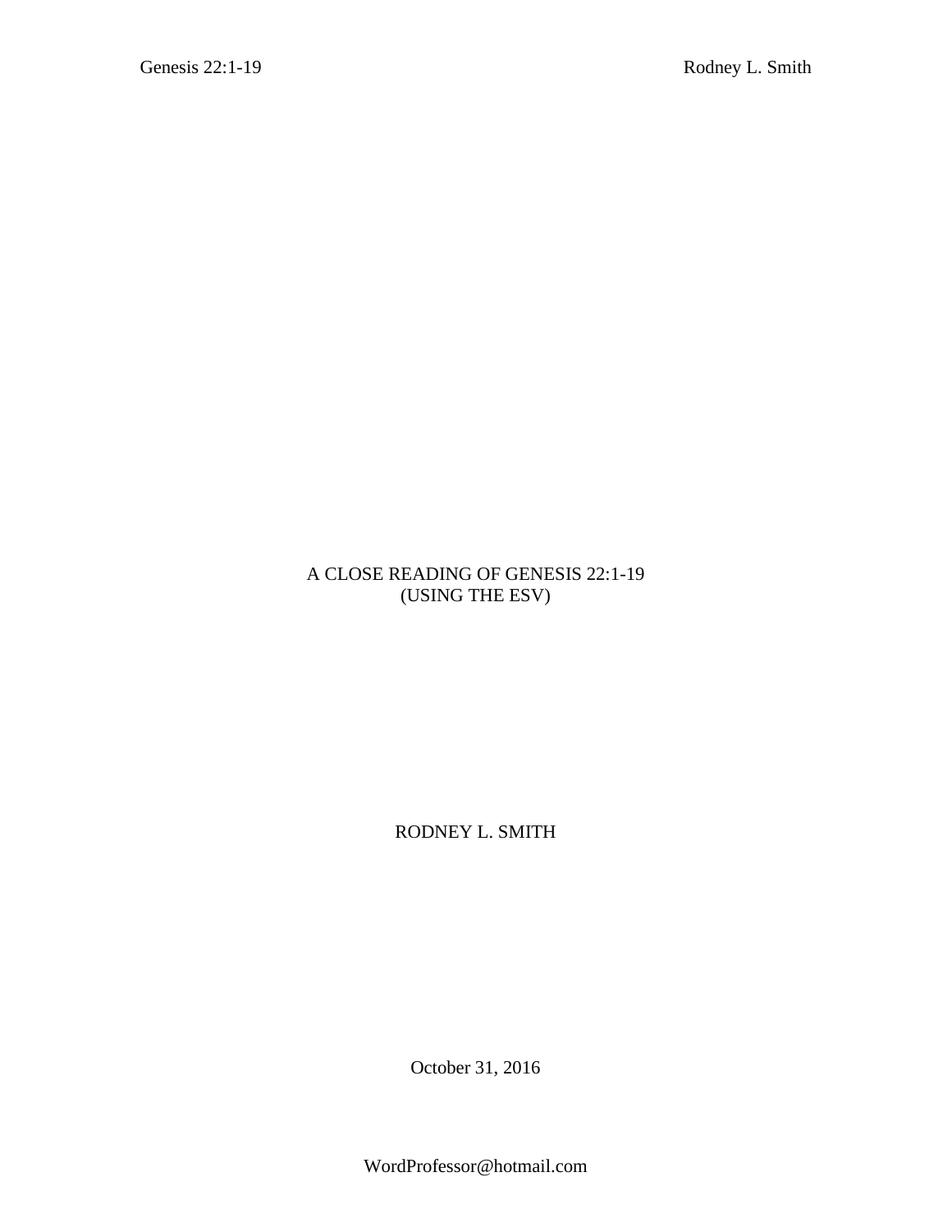# A CLOSE READING OF GENESIS 22:1-19
(USING THE ESV)

RODNEY L. SMITH

October 31, 2016

WordProfessor@hotmail.com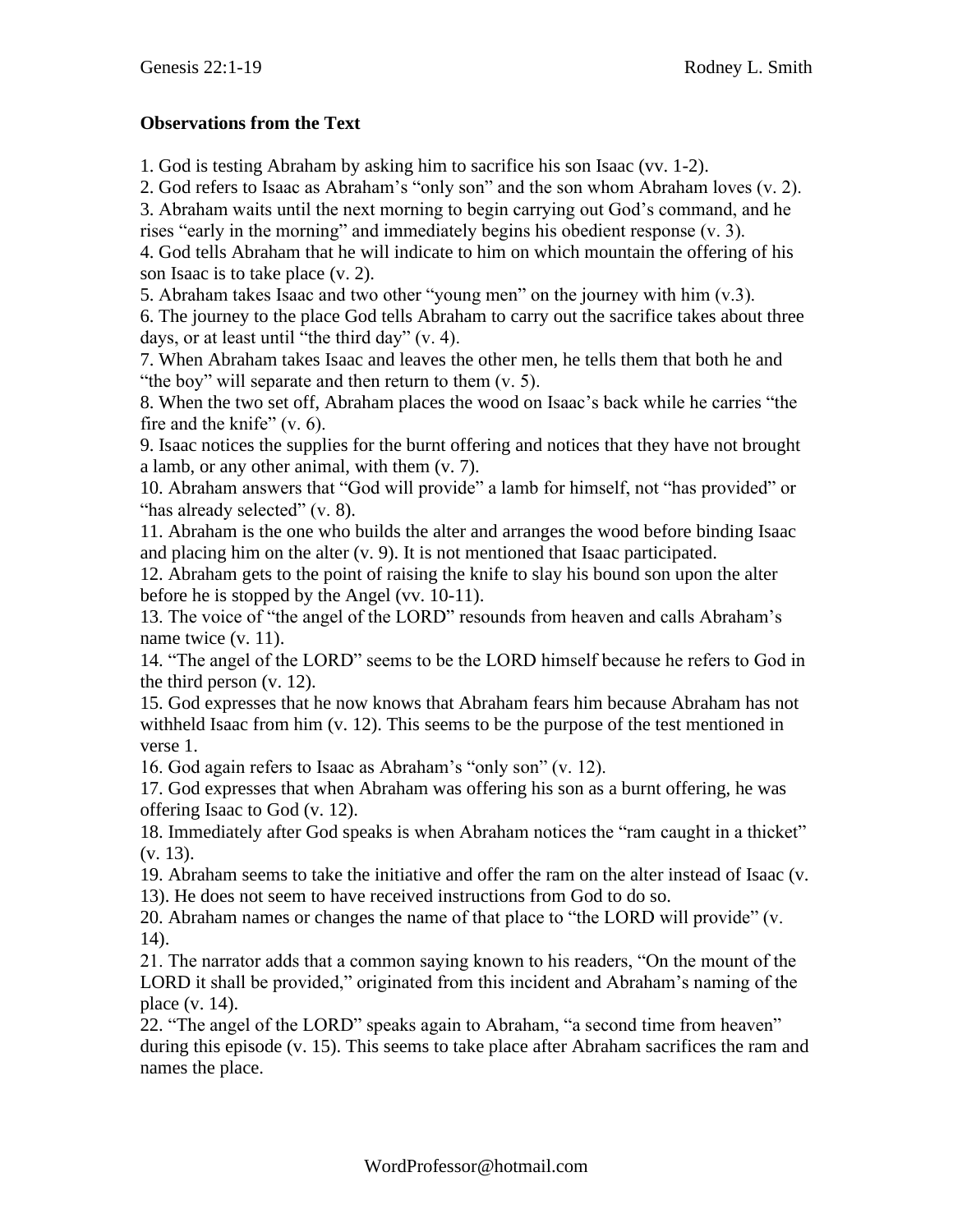## Observations from the Text

1. God is testing Abraham by asking him to sacrifice his son Isaac (vv. 1-2).
2. God refers to Isaac as Abraham's "only son" and the son whom Abraham loves (v. 2).
3. Abraham waits until the next morning to begin carrying out God's command, and he rises "early in the morning" and immediately begins his obedient response (v. 3).
4. God tells Abraham that he will indicate to him on which mountain the offering of his son Isaac is to take place (v. 2).
5. Abraham takes Isaac and two other "young men" on the journey with him (v.3).
6. The journey to the place God tells Abraham to carry out the sacrifice takes about three days, or at least until "the third day" (v. 4).
7. When Abraham takes Isaac and leaves the other men, he tells them that both he and "the boy" will separate and then return to them (v. 5).
8. When the two set off, Abraham places the wood on Isaac's back while he carries "the fire and the knife" (v. 6).
9. Isaac notices the supplies for the burnt offering and notices that they have not brought a lamb, or any other animal, with them (v. 7).
10. Abraham answers that "God will provide" a lamb for himself, not "has provided" or "has already selected" (v. 8).
11. Abraham is the one who builds the alter and arranges the wood before binding Isaac and placing him on the alter (v. 9). It is not mentioned that Isaac participated.
12. Abraham gets to the point of raising the knife to slay his bound son upon the alter before he is stopped by the Angel (vv. 10-11).
13. The voice of "the angel of the LORD" resounds from heaven and calls Abraham's name twice (v. 11).
14. "The angel of the LORD" seems to be the LORD himself because he refers to God in the third person (v. 12).
15. God expresses that he now knows that Abraham fears him because Abraham has not withheld Isaac from him (v. 12). This seems to be the purpose of the test mentioned in verse 1.
16. God again refers to Isaac as Abraham's "only son" (v. 12).
17. God expresses that when Abraham was offering his son as a burnt offering, he was offering Isaac to God (v. 12).
18. Immediately after God speaks is when Abraham notices the "ram caught in a thicket" (v. 13).
19. Abraham seems to take the initiative and offer the ram on the alter instead of Isaac (v. 13). He does not seem to have received instructions from God to do so.
20. Abraham names or changes the name of that place to "the LORD will provide" (v. 14).
21. The narrator adds that a common saying known to his readers, "On the mount of the LORD it shall be provided," originated from this incident and Abraham's naming of the place (v. 14).
22. "The angel of the LORD" speaks again to Abraham, "a second time from heaven" during this episode (v. 15). This seems to take place after Abraham sacrifices the ram and names the place.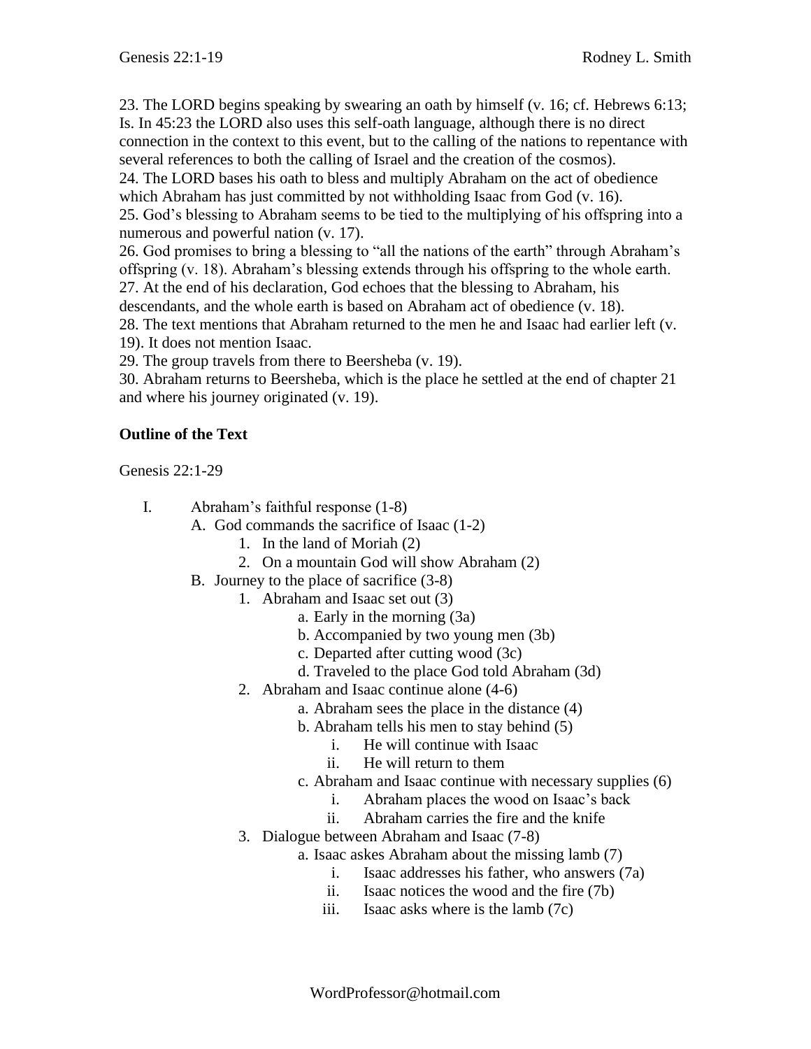23. The LORD begins speaking by swearing an oath by himself (v. 16; cf. Hebrews 6:13; Is. In 45:23 the LORD also uses this self-oath language, although there is no direct connection in the context to this event, but to the calling of the nations to repentance with several references to both the calling of Israel and the creation of the cosmos).
24. The LORD bases his oath to bless and multiply Abraham on the act of obedience which Abraham has just committed by not withholding Isaac from God (v. 16).
25. God's blessing to Abraham seems to be tied to the multiplying of his offspring into a numerous and powerful nation (v. 17).
26. God promises to bring a blessing to "all the nations of the earth" through Abraham's offspring (v. 18). Abraham's blessing extends through his offspring to the whole earth.
27. At the end of his declaration, God echoes that the blessing to Abraham, his descendants, and the whole earth is based on Abraham act of obedience (v. 18).
28. The text mentions that Abraham returned to the men he and Isaac had earlier left (v. 19). It does not mention Isaac.
29. The group travels from there to Beersheba (v. 19).
30. Abraham returns to Beersheba, which is the place he settled at the end of chapter 21 and where his journey originated (v. 19).

**Outline of the Text**

Genesis 22:1-29

- I. Abraham's faithful response (1-8)
  - A. God commands the sacrifice of Isaac (1-2)
    - 1. In the land of Moriah (2)
    - 2. On a mountain God will show Abraham (2)
  - B. Journey to the place of sacrifice (3-8)
    - 1. Abraham and Isaac set out (3)
      - a. Early in the morning (3a)
      - b. Accompanied by two young men (3b)
      - c. Departed after cutting wood (3c)
      - d. Traveled to the place God told Abraham (3d)
    - 2. Abraham and Isaac continue alone (4-6)
      - a. Abraham sees the place in the distance (4)
      - b. Abraham tells his men to stay behind (5)
        - i. He will continue with Isaac
        - ii. He will return to them
      - c. Abraham and Isaac continue with necessary supplies (6)
        - i. Abraham places the wood on Isaac's back
        - ii. Abraham carries the fire and the knife
    - 3. Dialogue between Abraham and Isaac (7-8)
      - a. Isaac askes Abraham about the missing lamb (7)
        - i. Isaac addresses his father, who answers (7a)
        - ii. Isaac notices the wood and the fire (7b)
        - iii. Isaac asks where is the lamb (7c)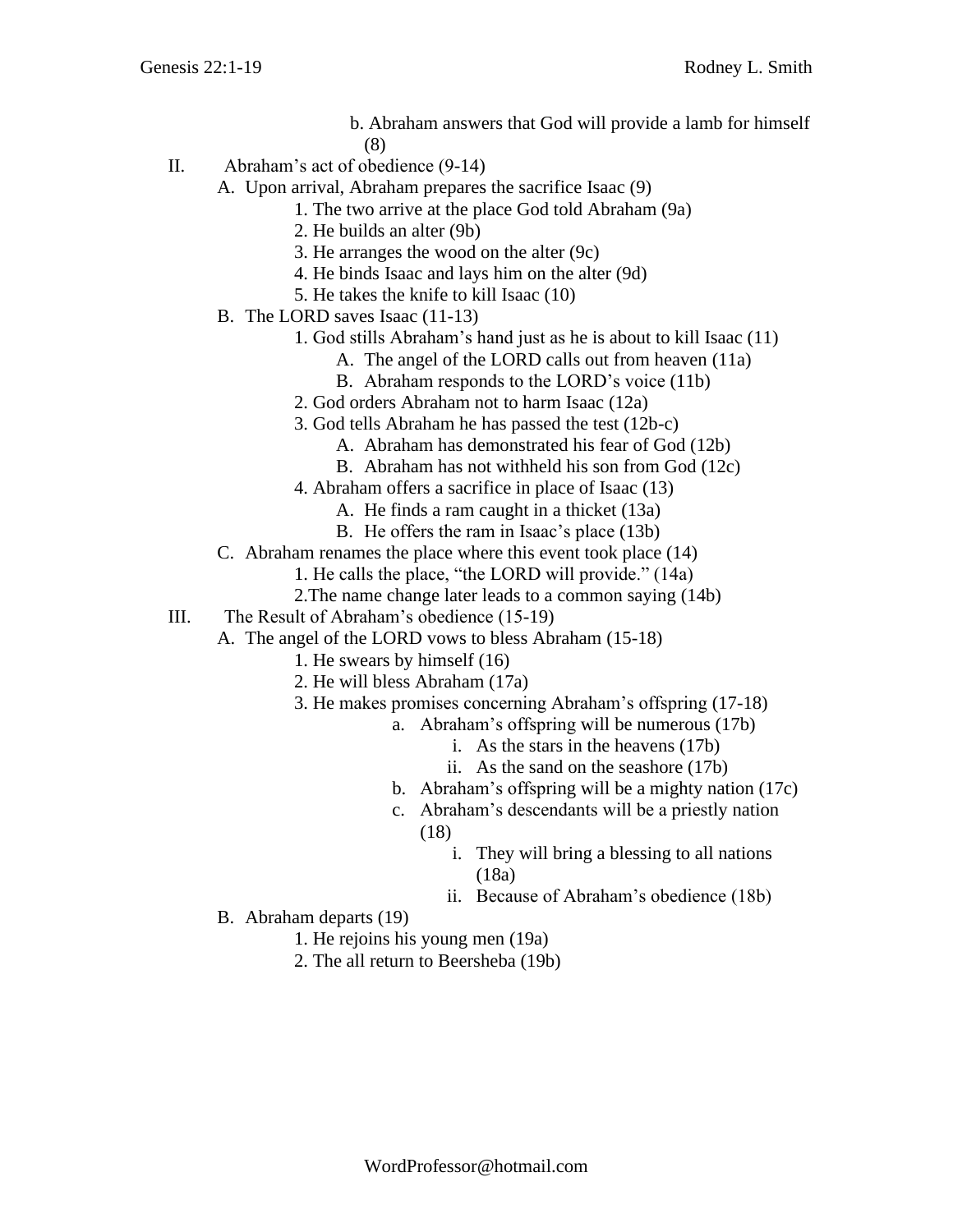b. Abraham answers that God will provide a lamb for himself (8)

II. Abraham's act of obedience (9-14)
    A. Upon arrival, Abraham prepares the sacrifice Isaac (9)
        1. The two arrive at the place God told Abraham (9a)
        2. He builds an alter (9b)
        3. He arranges the wood on the alter (9c)
        4. He binds Isaac and lays him on the alter (9d)
        5. He takes the knife to kill Isaac (10)
    B. The LORD saves Isaac (11-13)
        1. God stills Abraham's hand just as he is about to kill Isaac (11)
            A. The angel of the LORD calls out from heaven (11a)
            B. Abraham responds to the LORD's voice (11b)
        2. God orders Abraham not to harm Isaac (12a)
        3. God tells Abraham he has passed the test (12b-c)
            A. Abraham has demonstrated his fear of God (12b)
            B. Abraham has not withheld his son from God (12c)
        4. Abraham offers a sacrifice in place of Isaac (13)
            A. He finds a ram caught in a thicket (13a)
            B. He offers the ram in Isaac's place (13b)
    C. Abraham renames the place where this event took place (14)
        1. He calls the place, "the LORD will provide." (14a)
        2.The name change later leads to a common saying (14b)

III. The Result of Abraham's obedience (15-19)
    A. The angel of the LORD vows to bless Abraham (15-18)
        1. He swears by himself (16)
        2. He will bless Abraham (17a)
        3. He makes promises concerning Abraham's offspring (17-18)
            a. Abraham's offspring will be numerous (17b)
                i. As the stars in the heavens (17b)
                ii. As the sand on the seashore (17b)
            b. Abraham's offspring will be a mighty nation (17c)
            c. Abraham's descendants will be a priestly nation (18)
                i. They will bring a blessing to all nations (18a)
                ii. Because of Abraham's obedience (18b)
    B. Abraham departs (19)
        1. He rejoins his young men (19a)
        2. The all return to Beersheba (19b)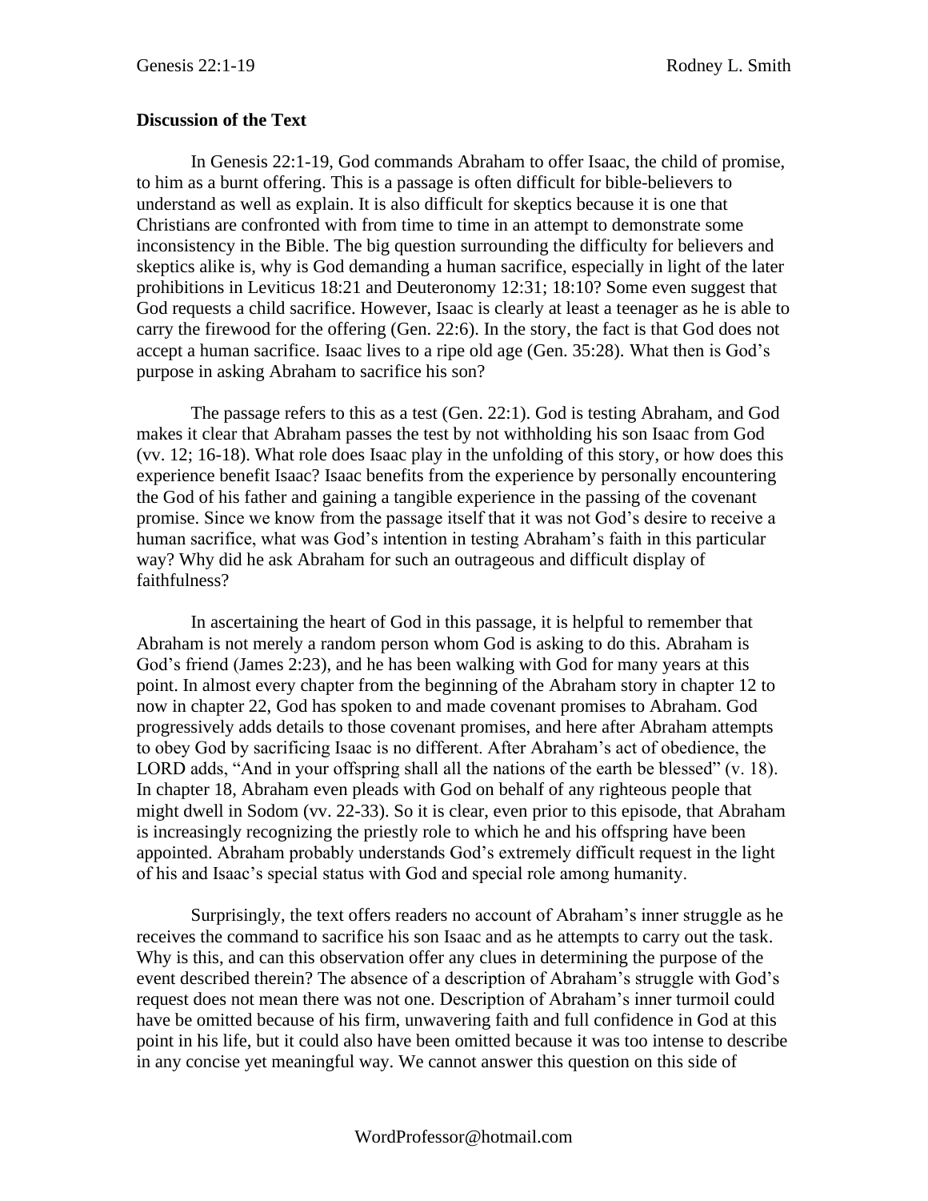## Discussion of the Text

In Genesis 22:1-19, God commands Abraham to offer Isaac, the child of promise, to him as a burnt offering. This is a passage is often difficult for bible-believers to understand as well as explain. It is also difficult for skeptics because it is one that Christians are confronted with from time to time in an attempt to demonstrate some inconsistency in the Bible. The big question surrounding the difficulty for believers and skeptics alike is, why is God demanding a human sacrifice, especially in light of the later prohibitions in Leviticus 18:21 and Deuteronomy 12:31; 18:10? Some even suggest that God requests a child sacrifice. However, Isaac is clearly at least a teenager as he is able to carry the firewood for the offering (Gen. 22:6). In the story, the fact is that God does not accept a human sacrifice. Isaac lives to a ripe old age (Gen. 35:28). What then is God's purpose in asking Abraham to sacrifice his son?

The passage refers to this as a test (Gen. 22:1). God is testing Abraham, and God makes it clear that Abraham passes the test by not withholding his son Isaac from God (vv. 12; 16-18). What role does Isaac play in the unfolding of this story, or how does this experience benefit Isaac? Isaac benefits from the experience by personally encountering the God of his father and gaining a tangible experience in the passing of the covenant promise. Since we know from the passage itself that it was not God's desire to receive a human sacrifice, what was God's intention in testing Abraham's faith in this particular way? Why did he ask Abraham for such an outrageous and difficult display of faithfulness?

In ascertaining the heart of God in this passage, it is helpful to remember that Abraham is not merely a random person whom God is asking to do this. Abraham is God's friend (James 2:23), and he has been walking with God for many years at this point. In almost every chapter from the beginning of the Abraham story in chapter 12 to now in chapter 22, God has spoken to and made covenant promises to Abraham. God progressively adds details to those covenant promises, and here after Abraham attempts to obey God by sacrificing Isaac is no different. After Abraham's act of obedience, the LORD adds, "And in your offspring shall all the nations of the earth be blessed" (v. 18). In chapter 18, Abraham even pleads with God on behalf of any righteous people that might dwell in Sodom (vv. 22-33). So it is clear, even prior to this episode, that Abraham is increasingly recognizing the priestly role to which he and his offspring have been appointed. Abraham probably understands God's extremely difficult request in the light of his and Isaac's special status with God and special role among humanity.

Surprisingly, the text offers readers no account of Abraham's inner struggle as he receives the command to sacrifice his son Isaac and as he attempts to carry out the task. Why is this, and can this observation offer any clues in determining the purpose of the event described therein? The absence of a description of Abraham's struggle with God's request does not mean there was not one. Description of Abraham's inner turmoil could have be omitted because of his firm, unwavering faith and full confidence in God at this point in his life, but it could also have been omitted because it was too intense to describe in any concise yet meaningful way. We cannot answer this question on this side of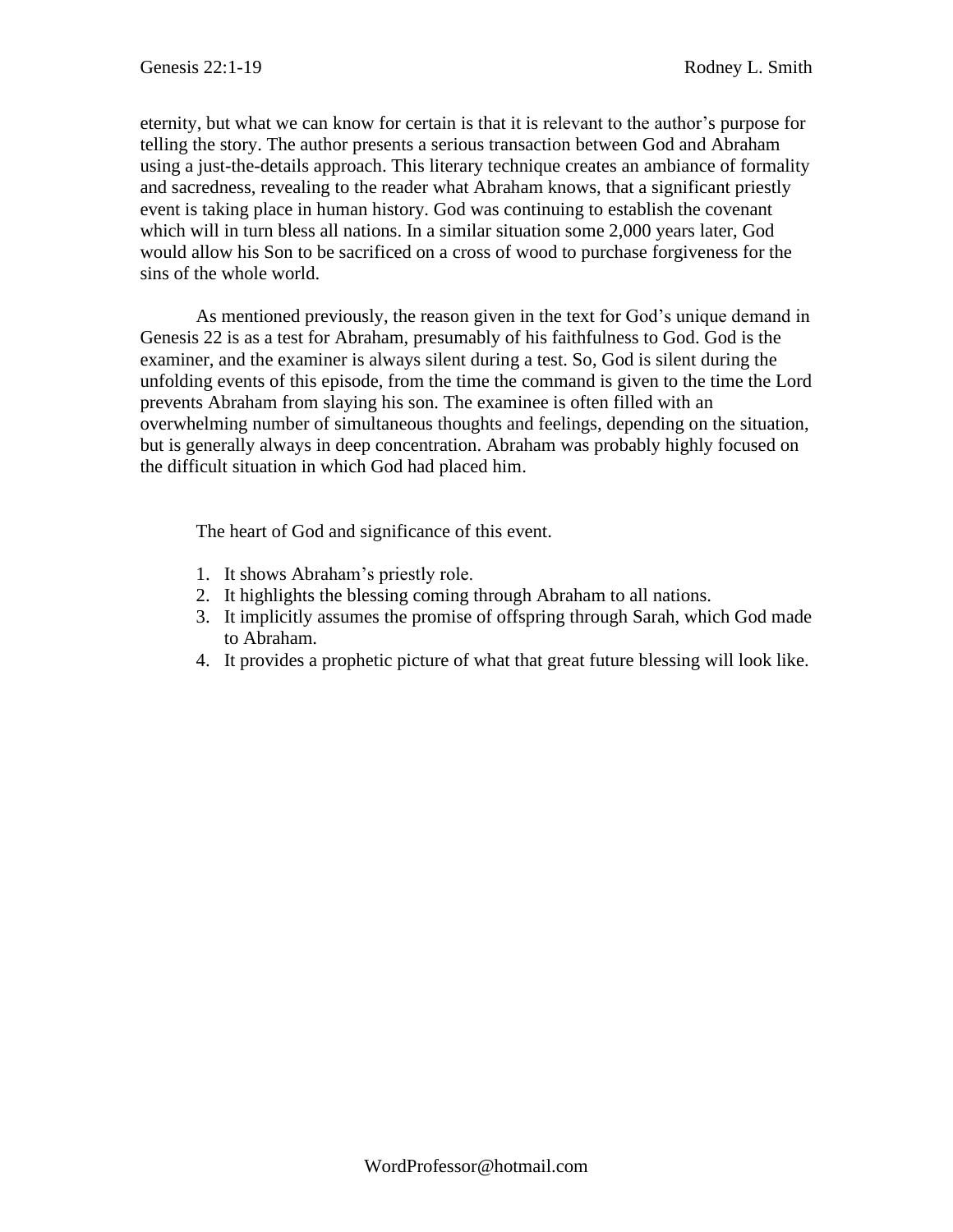eternity, but what we can know for certain is that it is relevant to the author's purpose for telling the story. The author presents a serious transaction between God and Abraham using a just-the-details approach. This literary technique creates an ambiance of formality and sacredness, revealing to the reader what Abraham knows, that a significant priestly event is taking place in human history. God was continuing to establish the covenant which will in turn bless all nations. In a similar situation some 2,000 years later, God would allow his Son to be sacrificed on a cross of wood to purchase forgiveness for the sins of the whole world.

As mentioned previously, the reason given in the text for God's unique demand in Genesis 22 is as a test for Abraham, presumably of his faithfulness to God. God is the examiner, and the examiner is always silent during a test. So, God is silent during the unfolding events of this episode, from the time the command is given to the time the Lord prevents Abraham from slaying his son. The examinee is often filled with an overwhelming number of simultaneous thoughts and feelings, depending on the situation, but is generally always in deep concentration. Abraham was probably highly focused on the difficult situation in which God had placed him.

The heart of God and significance of this event.

1. It shows Abraham's priestly role.
2. It highlights the blessing coming through Abraham to all nations.
3. It implicitly assumes the promise of offspring through Sarah, which God made to Abraham.
4. It provides a prophetic picture of what that great future blessing will look like.